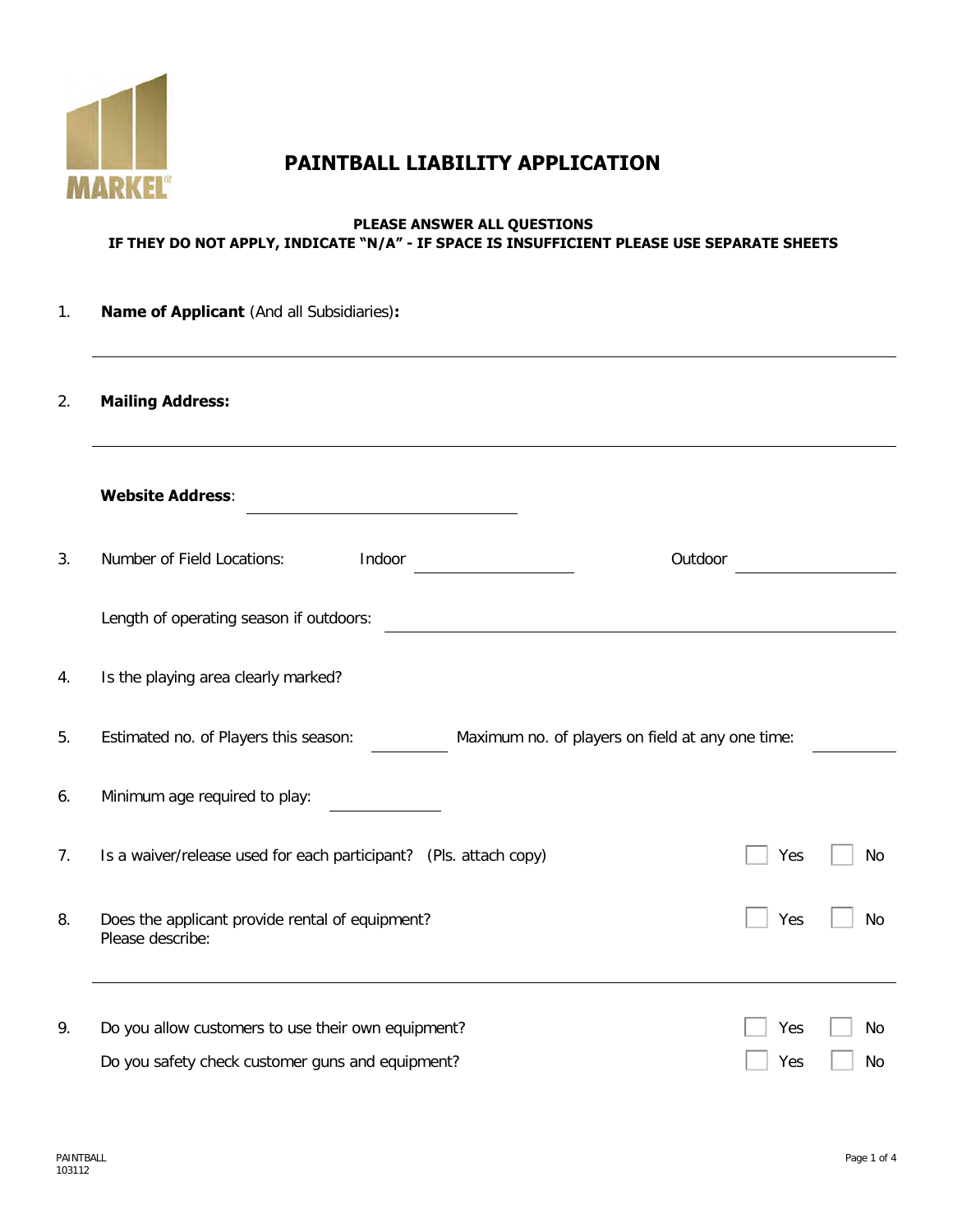# PAINTBALL LIABILITY APPLICATION

**PLEASE ANSWER ALL QUESTIONS**
**IF THEY DO NOT APPLY, INDICATE "N/A" - IF SPACE IS INSUFFICIENT PLEASE USE SEPARATE SHEETS**

1. **Name of Applicant** (And all Subsidiaries)**:**

_______________________________________________

2. **Mailing Address:**

_______________________________________________

**Website Address**: ____________________

3. Number of Field Locations: Indoor ____________ Outdoor ____________

   Length of operating season if outdoors: ____________________

4. Is the playing area clearly marked?

5. Estimated no. of Players this season: ________ Maximum no. of players on field at any one time: ________

6. Minimum age required to play: ________

7. Is a waiver/release used for each participant? (Pls. attach copy) ☐ Yes ☐ No

8. Does the applicant provide rental of equipment? ☐ Yes ☐ No
   Please describe:

_______________________________________________

9. Do you allow customers to use their own equipment? ☐ Yes ☐ No

   Do you safety check customer guns and equipment? ☐ Yes ☐ No

PAINTBALL
103112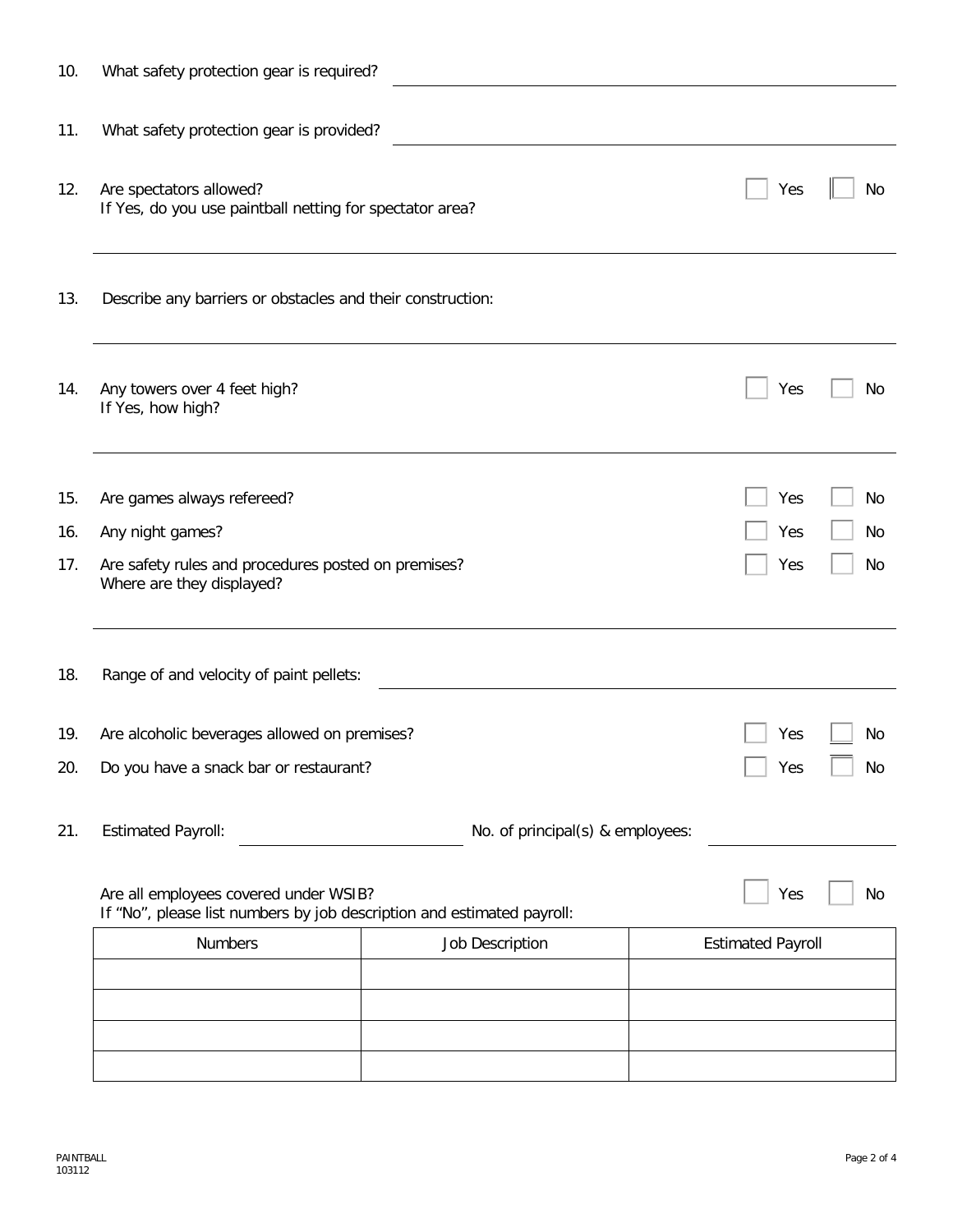10. What safety protection gear is required? ______________________________

11. What safety protection gear is provided? ______________________________

12. Are spectators allowed? ☐ Yes ☐ No
    If Yes, do you use paintball netting for spectator area?

    ______________________________

13. Describe any barriers or obstacles and their construction:

    ______________________________

14. Any towers over 4 feet high? ☐ Yes ☐ No
    If Yes, how high?

    ______________________________

15. Are games always refereed? ☐ Yes ☐ No

16. Any night games? ☐ Yes ☐ No

17. Are safety rules and procedures posted on premises? ☐ Yes ☐ No
    Where are they displayed?

    ______________________________

18. Range of and velocity of paint pellets: ______________________________

19. Are alcoholic beverages allowed on premises? ☐ Yes ☐ No

20. Do you have a snack bar or restaurant? ☐ Yes ☐ No

21. Estimated Payroll: ______________ No. of principal(s) & employees: ______________

    Are all employees covered under WSIB? ☐ Yes ☐ No
    If "No", please list numbers by job description and estimated payroll:

| Numbers | Job Description | Estimated Payroll |
|---|---|---|
| | | |
| | | |
| | | |
| | | |

PAINTBALL
103112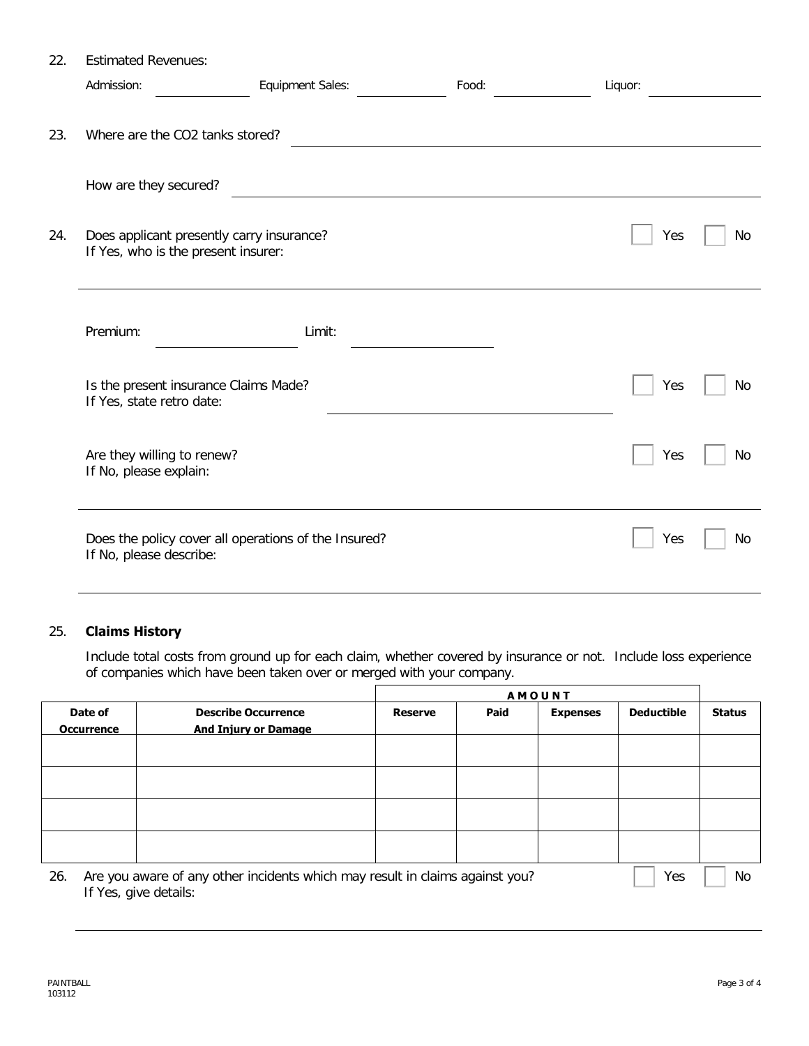22. Estimated Revenues:

Admission: ____________ Equipment Sales: ____________ Food: ____________ Liquor: ____________

23. Where are the $CO_2$ tanks stored? ________________________________________

How are they secured? ________________________________________

24. Does applicant presently carry insurance? ☐ Yes ☐ No
If Yes, who is the present insurer:

________________________________________

Premium: ____________ Limit: ____________

Is the present insurance Claims Made? ☐ Yes ☐ No
If Yes, state retro date: ________________________________________

Are they willing to renew? ☐ Yes ☐ No
If No, please explain:

________________________________________

Does the policy cover all operations of the Insured? ☐ Yes ☐ No
If No, please describe:

________________________________________

25. **Claims History**

Include total costs from ground up for each claim, whether covered by insurance or not. Include loss experience of companies which have been taken over or merged with your company.

| | | **AMOUNT** | | | | |
|---|---|---|---|---|---|---|
| **Date of Occurrence** | **Describe Occurrence And Injury or Damage** | **Reserve** | **Paid** | **Expenses** | **Deductible** | **Status** |
| | | | | | | |
| | | | | | | |
| | | | | | | |
| | | | | | | |

26. Are you aware of any other incidents which may result in claims against you? ☐ Yes ☐ No
If Yes, give details:

________________________________________

PAINTBALL
103112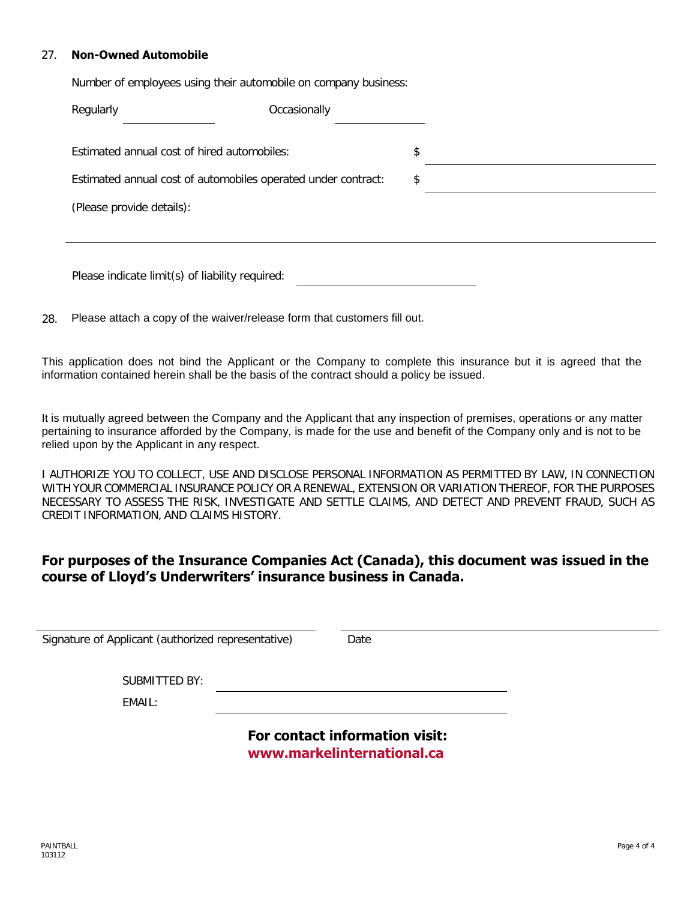27. **Non-Owned Automobile**

Number of employees using their automobile on company business:

Regularly ____________ Occasionally ____________

Estimated annual cost of hired automobiles: $ ____________

Estimated annual cost of automobiles operated under contract: $ ____________

(Please provide details):

____________

Please indicate limit(s) of liability required: ____________

28. Please attach a copy of the waiver/release form that customers fill out.

This application does not bind the Applicant or the Company to complete this insurance but it is agreed that the information contained herein shall be the basis of the contract should a policy be issued.

It is mutually agreed between the Company and the Applicant that any inspection of premises, operations or any matter pertaining to insurance afforded by the Company, is made for the use and benefit of the Company only and is not to be relied upon by the Applicant in any respect.

I AUTHORIZE YOU TO COLLECT, USE AND DISCLOSE PERSONAL INFORMATION AS PERMITTED BY LAW, IN CONNECTION WITH YOUR COMMERCIAL INSURANCE POLICY OR A RENEWAL, EXTENSION OR VARIATION THEREOF, FOR THE PURPOSES NECESSARY TO ASSESS THE RISK, INVESTIGATE AND SETTLE CLAIMS, AND DETECT AND PREVENT FRAUD, SUCH AS CREDIT INFORMATION, AND CLAIMS HISTORY.

**For purposes of the Insurance Companies Act (Canada), this document was issued in the course of Lloyd's Underwriters' insurance business in Canada.**

____________ Signature of Applicant (authorized representative)

____________ Date

SUBMITTED BY: ____________

EMAIL: ____________

**For contact information visit:**
**www.markelinternational.ca**

PAINTBALL
103112